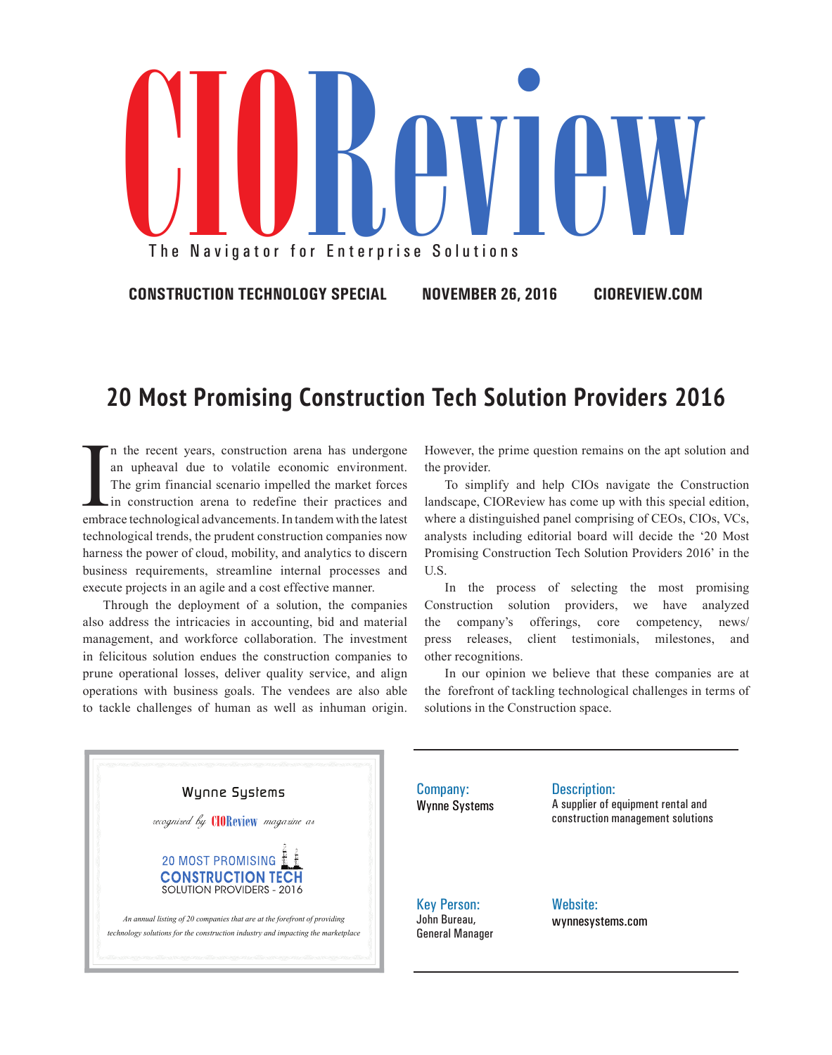# CIOReview

The Navigator for Enterprise Solutions

**CONSTRUCTION TECHNOLOGY SPECIAL** **NOVEMBER 26, 2016** **CIOREVIEW.COM**

## 20 Most Promising Construction Tech Solution Providers 2016

In the recent years, construction arena has undergone an upheaval due to volatile economic environment. The grim financial scenario impelled the market forces in construction arena to redefine their practices and embrace technological advancements. In tandem with the latest technological trends, the prudent construction companies now harness the power of cloud, mobility, and analytics to discern business requirements, streamline internal processes and execute projects in an agile and a cost effective manner.

Through the deployment of a solution, the companies also address the intricacies in accounting, bid and material management, and workforce collaboration. The investment in felicitous solution endues the construction companies to prune operational losses, deliver quality service, and align operations with business goals. The vendees are also able to tackle challenges of human as well as inhuman origin. However, the prime question remains on the apt solution and the provider.

To simplify and help CIOs navigate the Construction landscape, CIOReview has come up with this special edition, where a distinguished panel comprising of CEOs, CIOs, VCs, analysts including editorial board will decide the '20 Most Promising Construction Tech Solution Providers 2016' in the U.S.

In the process of selecting the most promising Construction solution providers, we have analyzed the company's offerings, core competency, news/ press releases, client testimonials, milestones, and other recognitions.

In our opinion we believe that these companies are at the forefront of tackling technological challenges in terms of solutions in the Construction space.

Wynne Systems

*recognized by* CIOReview *magazine as*

20 MOST PROMISING
CONSTRUCTION TECH
SOLUTION PROVIDERS - 2016

*An annual listing of 20 companies that are at the forefront of providing technology solutions for the construction industry and impacting the marketplace*

**Company:**
Wynne Systems

**Description:**
A supplier of equipment rental and construction management solutions

**Key Person:**
John Bureau,
General Manager

**Website:**
wynnesystems.com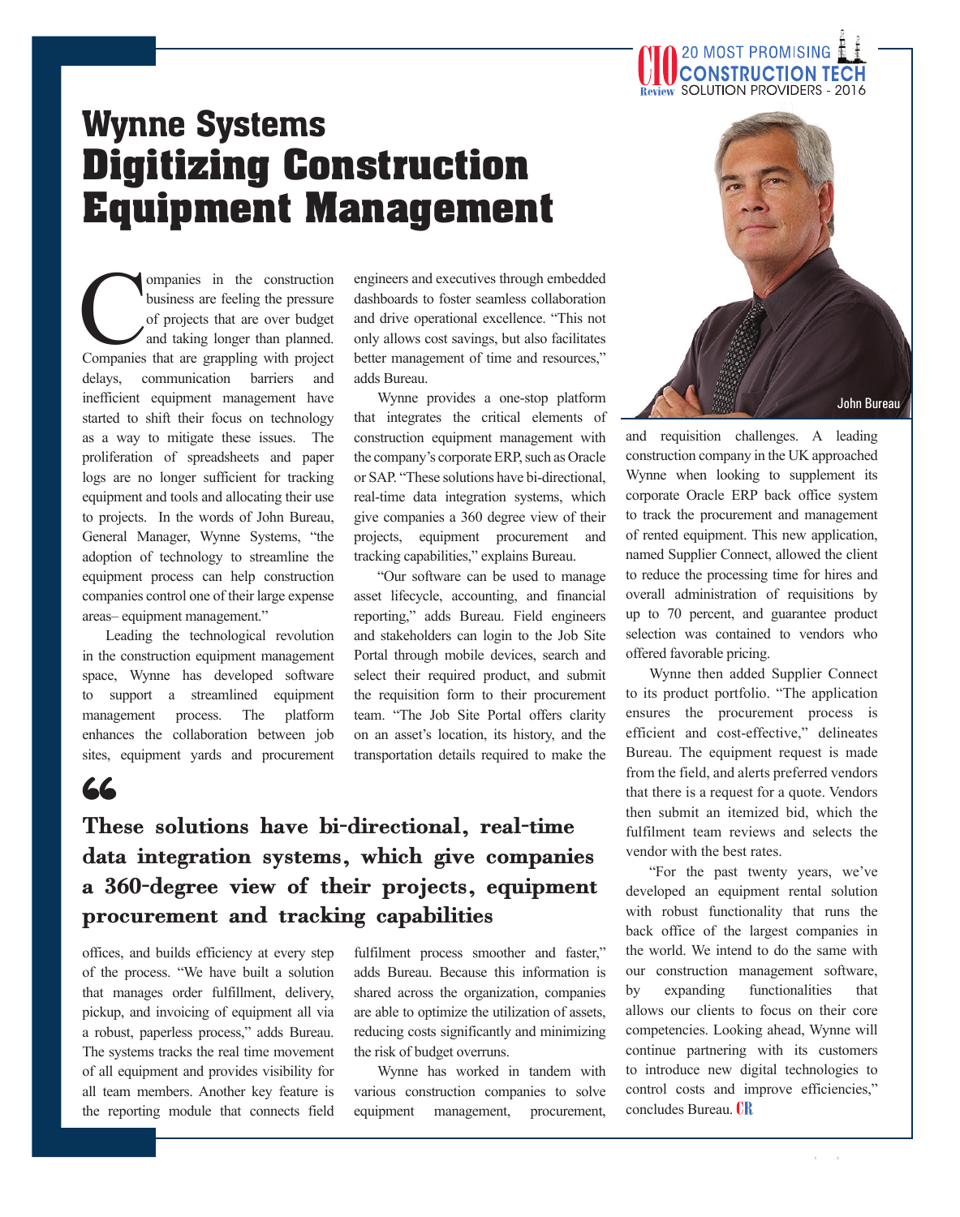# Wynne Systems
# Digitizing Construction Equipment Management

Companies in the construction business are feeling the pressure of projects that are over budget and taking longer than planned. Companies that are grappling with project delays, communication barriers and inefficient equipment management have started to shift their focus on technology as a way to mitigate these issues. The proliferation of spreadsheets and paper logs are no longer sufficient for tracking equipment and tools and allocating their use to projects. In the words of John Bureau, General Manager, Wynne Systems, "the adoption of technology to streamline the equipment process can help construction companies control one of their large expense areas– equipment management."

Leading the technological revolution in the construction equipment management space, Wynne has developed software to support a streamlined equipment management process. The platform enhances the collaboration between job sites, equipment yards and procurement offices, and builds efficiency at every step of the process. "We have built a solution that manages order fulfillment, delivery, pickup, and invoicing of equipment all via a robust, paperless process," adds Bureau. The systems tracks the real time movement of all equipment and provides visibility for all team members. Another key feature is the reporting module that connects field engineers and executives through embedded dashboards to foster seamless collaboration and drive operational excellence. "This not only allows cost savings, but also facilitates better management of time and resources," adds Bureau.

Wynne provides a one-stop platform that integrates the critical elements of construction equipment management with the company's corporate ERP, such as Oracle or SAP. "These solutions have bi-directional, real-time data integration systems, which give companies a 360 degree view of their projects, equipment procurement and tracking capabilities," explains Bureau.

"Our software can be used to manage asset lifecycle, accounting, and financial reporting," adds Bureau. Field engineers and stakeholders can login to the Job Site Portal through mobile devices, search and select their required product, and submit the requisition form to their procurement team. "The Job Site Portal offers clarity on an asset's location, its history, and the transportation details required to make the fulfilment process smoother and faster," adds Bureau. Because this information is shared across the organization, companies are able to optimize the utilization of assets, reducing costs significantly and minimizing the risk of budget overruns.

> **These solutions have bi-directional, real-time data integration systems, which give companies a 360-degree view of their projects, equipment procurement and tracking capabilities**

Wynne has worked in tandem with various construction companies to solve equipment management, procurement, and requisition challenges. A leading construction company in the UK approached Wynne when looking to supplement its corporate Oracle ERP back office system to track the procurement and management of rented equipment. This new application, named Supplier Connect, allowed the client to reduce the processing time for hires and overall administration of requisitions by up to 70 percent, and guarantee product selection was contained to vendors who offered favorable pricing.

John Bureau

Wynne then added Supplier Connect to its product portfolio. "The application ensures the procurement process is efficient and cost-effective," delineates Bureau. The equipment request is made from the field, and alerts preferred vendors that there is a request for a quote. Vendors then submit an itemized bid, which the fulfilment team reviews and selects the vendor with the best rates.

"For the past twenty years, we've developed an equipment rental solution with robust functionality that runs the back office of the largest companies in the world. We intend to do the same with our construction management software, by expanding functionalities that allows our clients to focus on their core competencies. Looking ahead, Wynne will continue partnering with its customers to introduce new digital technologies to control costs and improve efficiencies," concludes Bureau. CR